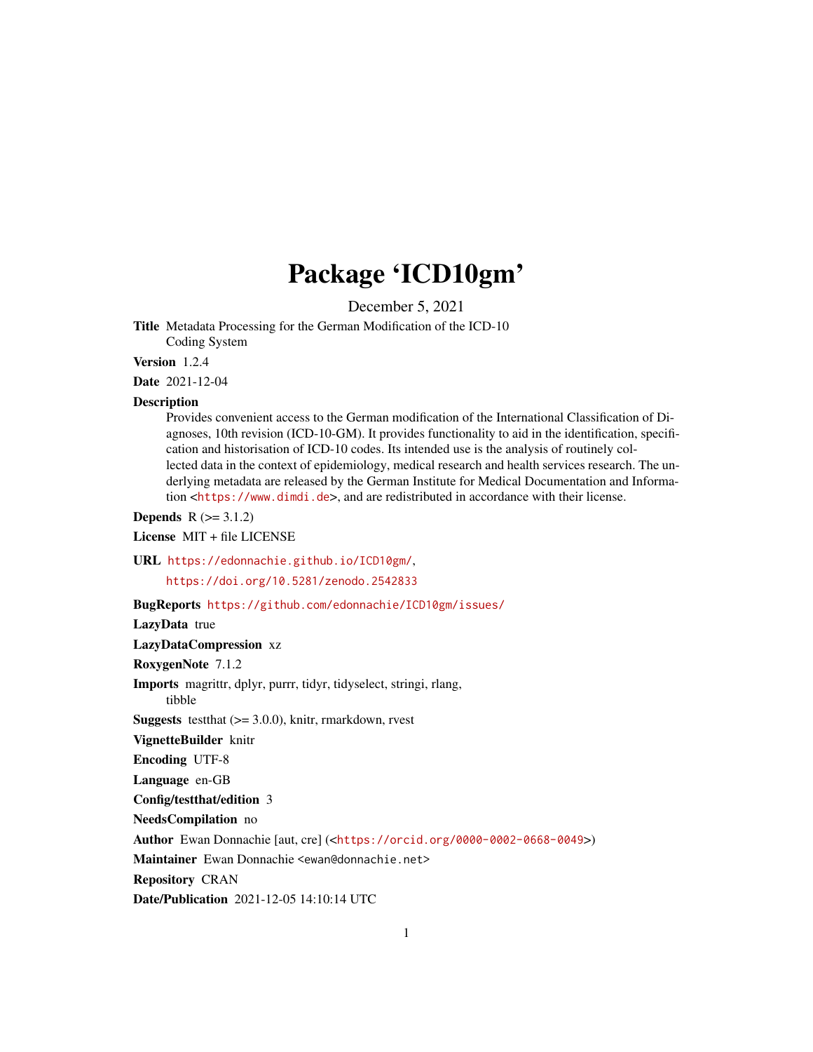# Package 'ICD10gm'

December 5, 2021

**Title** Metadata Processing for the German Modification of the ICD-10 Coding System

**Version** 1.2.4

**Date** 2021-12-04

**Description** Provides convenient access to the German modification of the International Classification of Diagnoses, 10th revision (ICD-10-GM). It provides functionality to aid in the identification, specification and historisation of ICD-10 codes. Its intended use is the analysis of routinely collected data in the context of epidemiology, medical research and health services research. The underlying metadata are released by the German Institute for Medical Documentation and Information <https://www.dimdi.de>, and are redistributed in accordance with their license.

**Depends** R (>= 3.1.2)

**License** MIT + file LICENSE

**URL** https://edonnachie.github.io/ICD10gm/,
https://doi.org/10.5281/zenodo.2542833

**BugReports** https://github.com/edonnachie/ICD10gm/issues/

**LazyData** true

**LazyDataCompression** xz

**RoxygenNote** 7.1.2

**Imports** magrittr, dplyr, purrr, tidyr, tidyselect, stringi, rlang, tibble

**Suggests** testthat (>= 3.0.0), knitr, rmarkdown, rvest

**VignetteBuilder** knitr

**Encoding** UTF-8

**Language** en-GB

**Config/testthat/edition** 3

**NeedsCompilation** no

**Author** Ewan Donnachie [aut, cre] (<https://orcid.org/0000-0002-0668-0049>)

**Maintainer** Ewan Donnachie <ewan@donnachie.net>

**Repository** CRAN

**Date/Publication** 2021-12-05 14:10:14 UTC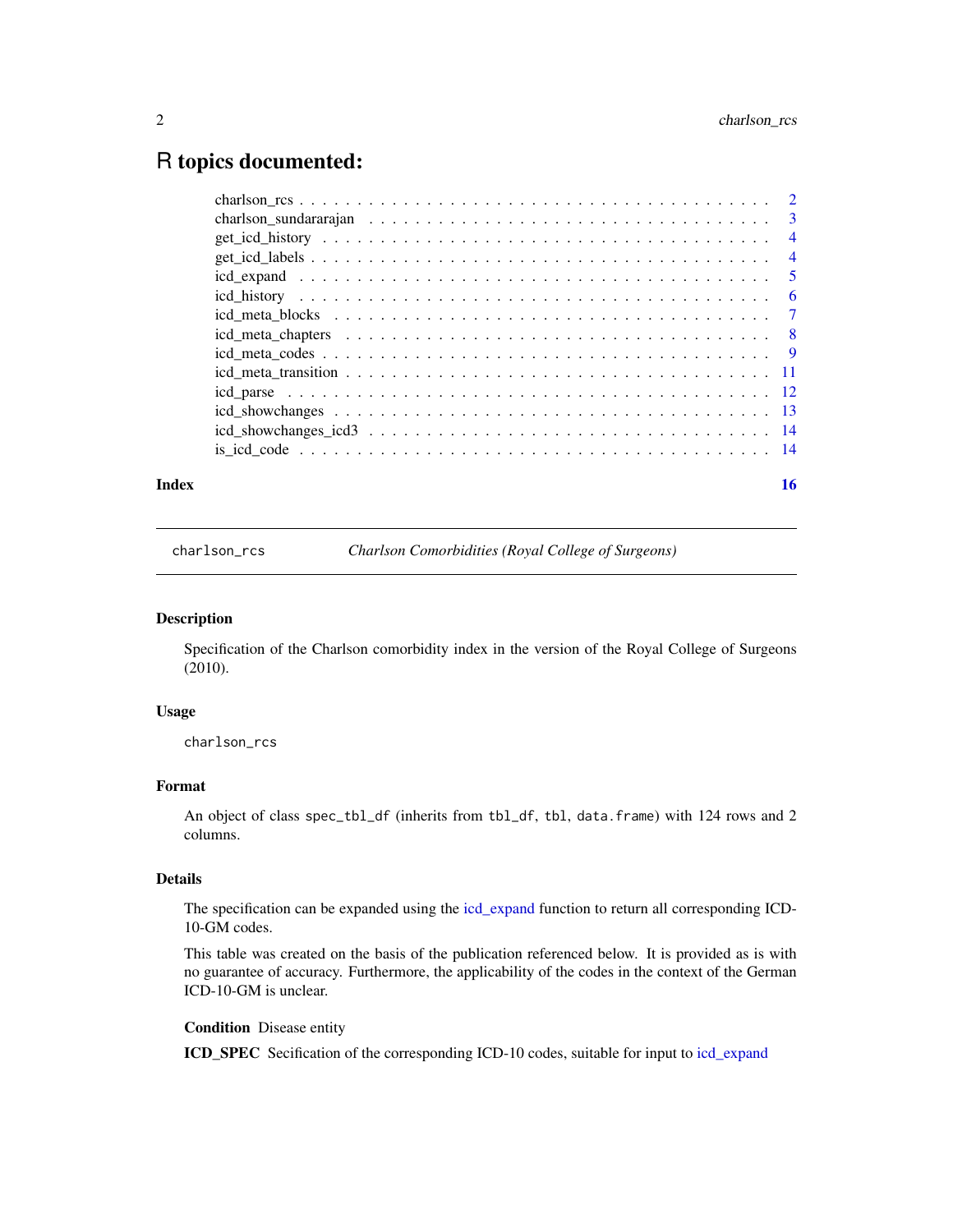# R topics documented:

charlson_rcs . . . . . . . . . . . . . . . . . . . . . . . . . . . . . . . . . . . . . . . . . . 2
charlson_sundararajan . . . . . . . . . . . . . . . . . . . . . . . . . . . . . . . . . . . . 3
get_icd_history . . . . . . . . . . . . . . . . . . . . . . . . . . . . . . . . . . . . . . . . . 4
get_icd_labels . . . . . . . . . . . . . . . . . . . . . . . . . . . . . . . . . . . . . . . . . . 4
icd_expand . . . . . . . . . . . . . . . . . . . . . . . . . . . . . . . . . . . . . . . . . . . . 5
icd_history . . . . . . . . . . . . . . . . . . . . . . . . . . . . . . . . . . . . . . . . . . . . 6
icd_meta_blocks . . . . . . . . . . . . . . . . . . . . . . . . . . . . . . . . . . . . . . . . 7
icd_meta_chapters . . . . . . . . . . . . . . . . . . . . . . . . . . . . . . . . . . . . . . . 8
icd_meta_codes . . . . . . . . . . . . . . . . . . . . . . . . . . . . . . . . . . . . . . . . . 9
icd_meta_transition . . . . . . . . . . . . . . . . . . . . . . . . . . . . . . . . . . . . . . 11
icd_parse . . . . . . . . . . . . . . . . . . . . . . . . . . . . . . . . . . . . . . . . . . . . . 12
icd_showchanges . . . . . . . . . . . . . . . . . . . . . . . . . . . . . . . . . . . . . . . . 13
icd_showchanges_icd3 . . . . . . . . . . . . . . . . . . . . . . . . . . . . . . . . . . . . 14
is_icd_code . . . . . . . . . . . . . . . . . . . . . . . . . . . . . . . . . . . . . . . . . . . . 14

**Index** 16

---

## charlson_rcs — *Charlson Comorbidities (Royal College of Surgeons)*

### Description

Specification of the Charlson comorbidity index in the version of the Royal College of Surgeons (2010).

### Usage

```
charlson_rcs
```

### Format

An object of class `spec_tbl_df` (inherits from `tbl_df`, `tbl`, `data.frame`) with 124 rows and 2 columns.

### Details

The specification can be expanded using the icd_expand function to return all corresponding ICD-10-GM codes.

This table was created on the basis of the publication referenced below. It is provided as is with no guarantee of accuracy. Furthermore, the applicability of the codes in the context of the German ICD-10-GM is unclear.

**Condition** Disease entity

**ICD_SPEC** Secification of the corresponding ICD-10 codes, suitable for input to icd_expand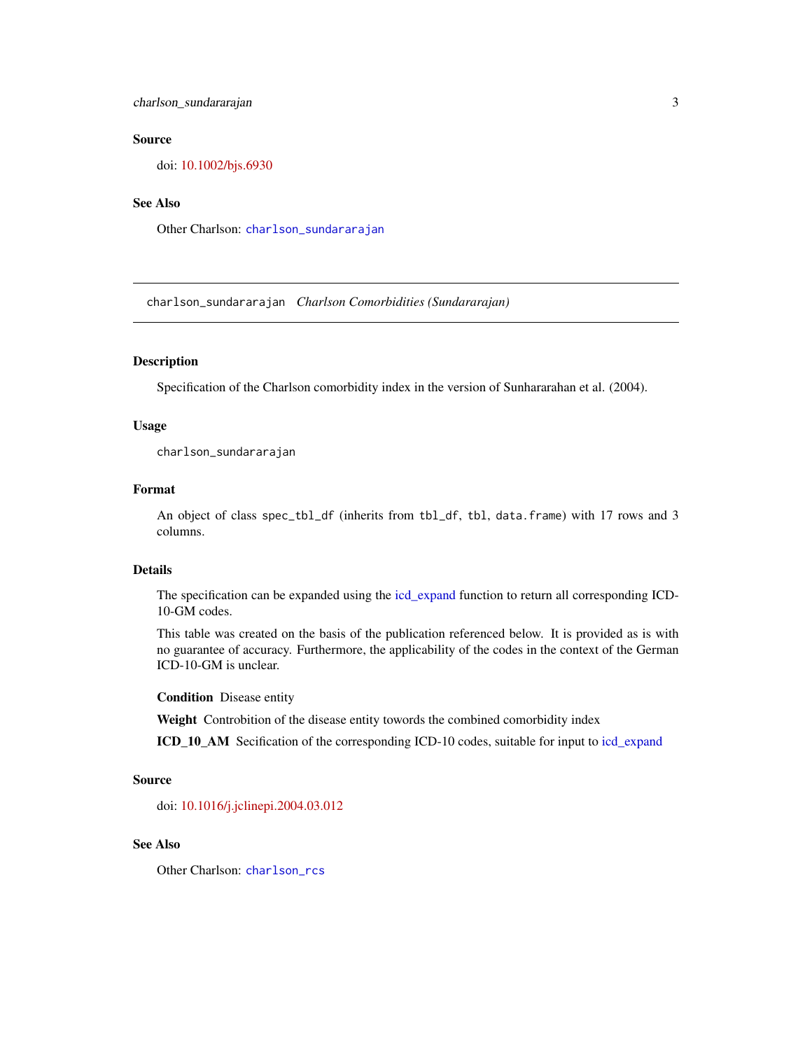### Source

doi: 10.1002/bjs.6930

### See Also

Other Charlson: `charlson_sundararajan`

---

## `charlson_sundararajan` *Charlson Comorbidities (Sundararajan)*

---

### Description

Specification of the Charlson comorbidity index in the version of Sunhararahan et al. (2004).

### Usage

```
charlson_sundararajan
```

### Format

An object of class `spec_tbl_df` (inherits from `tbl_df`, `tbl`, `data.frame`) with 17 rows and 3 columns.

### Details

The specification can be expanded using the icd_expand function to return all corresponding ICD-10-GM codes.

This table was created on the basis of the publication referenced below. It is provided as is with no guarantee of accuracy. Furthermore, the applicability of the codes in the context of the German ICD-10-GM is unclear.

**Condition** Disease entity

**Weight** Controbition of the disease entity towords the combined comorbidity index

**ICD_10_AM** Secification of the corresponding ICD-10 codes, suitable for input to icd_expand

### Source

doi: 10.1016/j.jclinepi.2004.03.012

### See Also

Other Charlson: `charlson_rcs`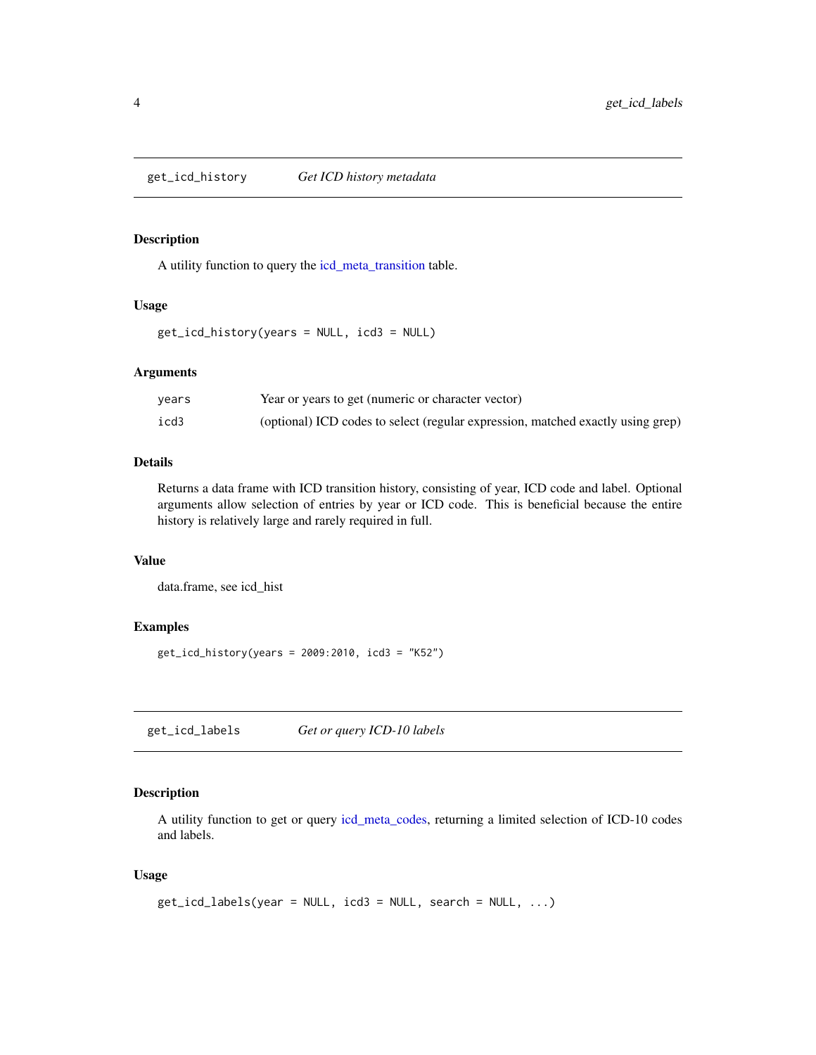## get_icd_history *Get ICD history metadata*

### Description

A utility function to query the icd_meta_transition table.

### Usage

```
get_icd_history(years = NULL, icd3 = NULL)
```

### Arguments

| | |
|---|---|
| years | Year or years to get (numeric or character vector) |
| icd3 | (optional) ICD codes to select (regular expression, matched exactly using grep) |

### Details

Returns a data frame with ICD transition history, consisting of year, ICD code and label. Optional arguments allow selection of entries by year or ICD code. This is beneficial because the entire history is relatively large and rarely required in full.

### Value

data.frame, see icd_hist

### Examples

```
get_icd_history(years = 2009:2010, icd3 = "K52")
```

## get_icd_labels *Get or query ICD-10 labels*

### Description

A utility function to get or query icd_meta_codes, returning a limited selection of ICD-10 codes and labels.

### Usage

```
get_icd_labels(year = NULL, icd3 = NULL, search = NULL, ...)
```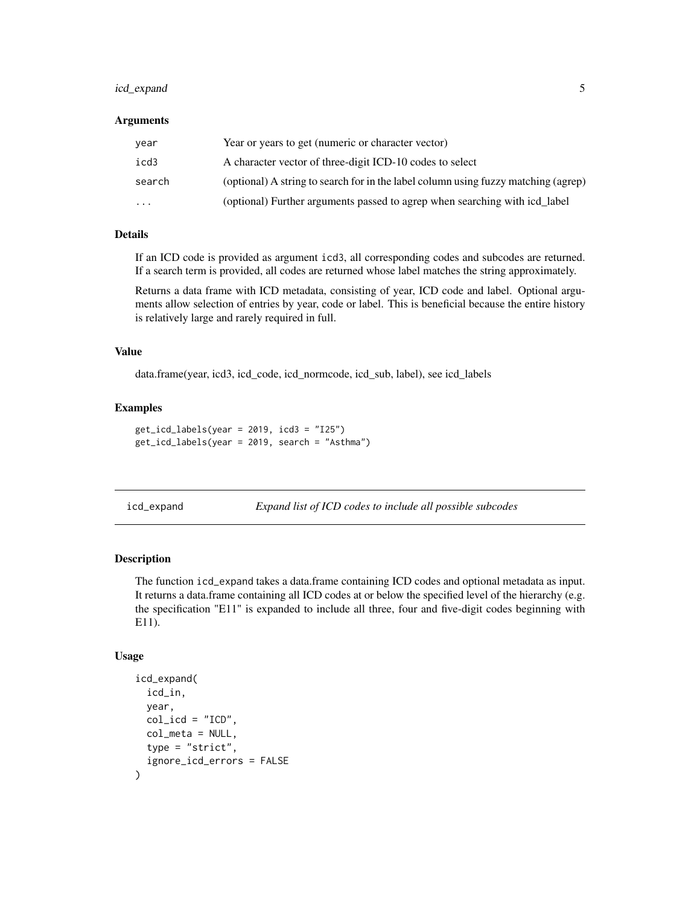### Arguments

| | |
|---|---|
| `year` | Year or years to get (numeric or character vector) |
| `icd3` | A character vector of three-digit ICD-10 codes to select |
| `search` | (optional) A string to search for in the label column using fuzzy matching (agrep) |
| `...` | (optional) Further arguments passed to agrep when searching with icd_label |

### Details

If an ICD code is provided as argument `icd3`, all corresponding codes and subcodes are returned. If a search term is provided, all codes are returned whose label matches the string approximately.

Returns a data frame with ICD metadata, consisting of year, ICD code and label. Optional arguments allow selection of entries by year, code or label. This is beneficial because the entire history is relatively large and rarely required in full.

### Value

data.frame(year, icd3, icd_code, icd_normcode, icd_sub, label), see icd_labels

### Examples

```
get_icd_labels(year = 2019, icd3 = "I25")
get_icd_labels(year = 2019, search = "Asthma")
```

---

## icd_expand — *Expand list of ICD codes to include all possible subcodes*

---

### Description

The function `icd_expand` takes a data.frame containing ICD codes and optional metadata as input. It returns a data.frame containing all ICD codes at or below the specified level of the hierarchy (e.g. the specification "E11" is expanded to include all three, four and five-digit codes beginning with E11).

### Usage

```
icd_expand(
  icd_in,
  year,
  col_icd = "ICD",
  col_meta = NULL,
  type = "strict",
  ignore_icd_errors = FALSE
)
```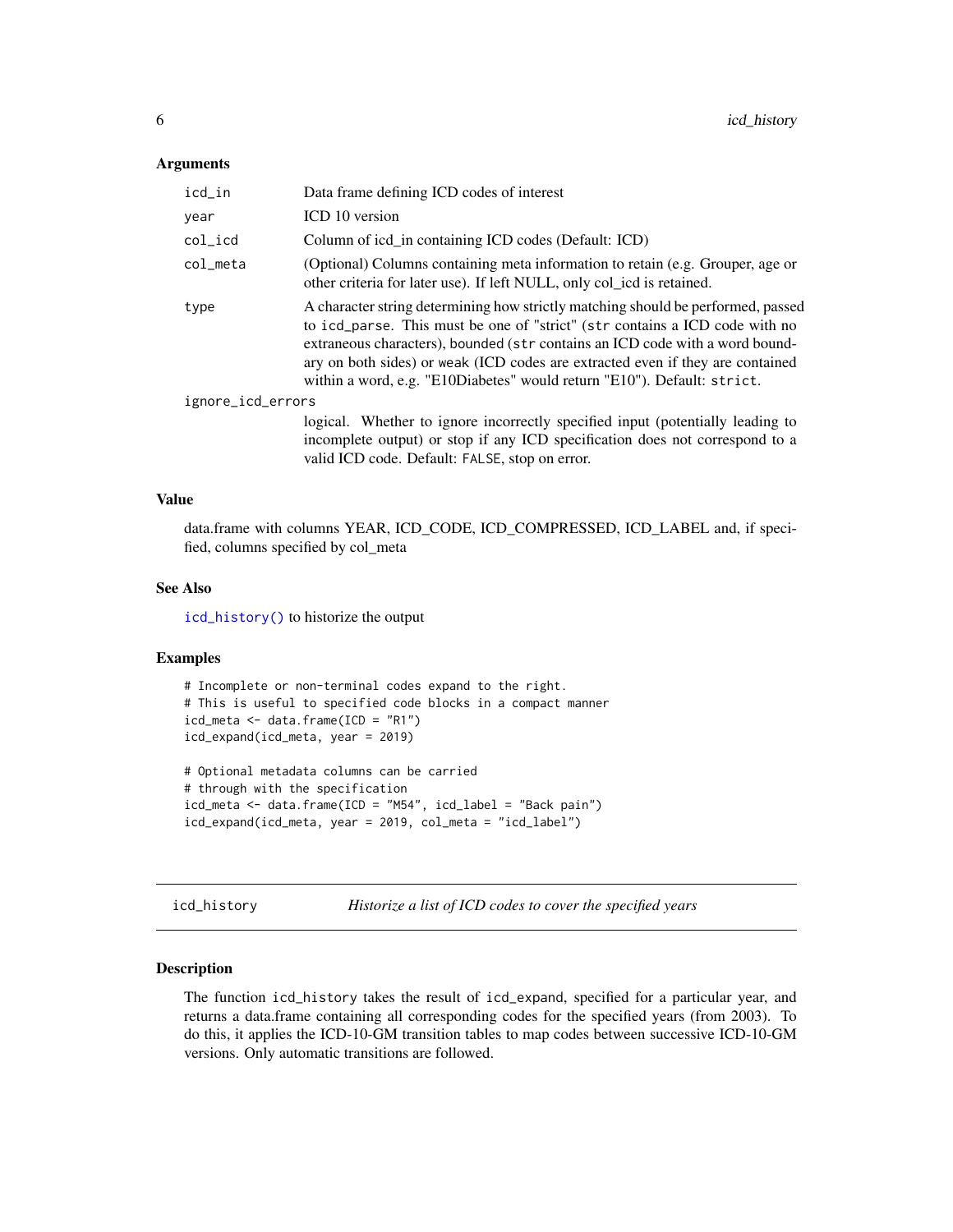### Arguments

| | |
|---|---|
| `icd_in` | Data frame defining ICD codes of interest |
| `year` | ICD 10 version |
| `col_icd` | Column of icd_in containing ICD codes (Default: ICD) |
| `col_meta` | (Optional) Columns containing meta information to retain (e.g. Grouper, age or other criteria for later use). If left NULL, only col_icd is retained. |
| `type` | A character string determining how strictly matching should be performed, passed to `icd_parse`. This must be one of "strict" (`str` contains a ICD code with no extraneous characters), bounded (`str` contains an ICD code with a word boundary on both sides) or weak (ICD codes are extracted even if they are contained within a word, e.g. "E10Diabetes" would return "E10"). Default: `strict`. |
| `ignore_icd_errors` | logical. Whether to ignore incorrectly specified input (potentially leading to incomplete output) or stop if any ICD specification does not correspond to a valid ICD code. Default: `FALSE`, stop on error. |

### Value

data.frame with columns YEAR, ICD_CODE, ICD_COMPRESSED, ICD_LABEL and, if specified, columns specified by col_meta

### See Also

`icd_history()` to historize the output

### Examples

```
# Incomplete or non-terminal codes expand to the right.
# This is useful to specified code blocks in a compact manner
icd_meta <- data.frame(ICD = "R1")
icd_expand(icd_meta, year = 2019)

# Optional metadata columns can be carried
# through with the specification
icd_meta <- data.frame(ICD = "M54", icd_label = "Back pain")
icd_expand(icd_meta, year = 2019, col_meta = "icd_label")
```

---

## icd_history — *Historize a list of ICD codes to cover the specified years*

### Description

The function `icd_history` takes the result of `icd_expand`, specified for a particular year, and returns a data.frame containing all corresponding codes for the specified years (from 2003). To do this, it applies the ICD-10-GM transition tables to map codes between successive ICD-10-GM versions. Only automatic transitions are followed.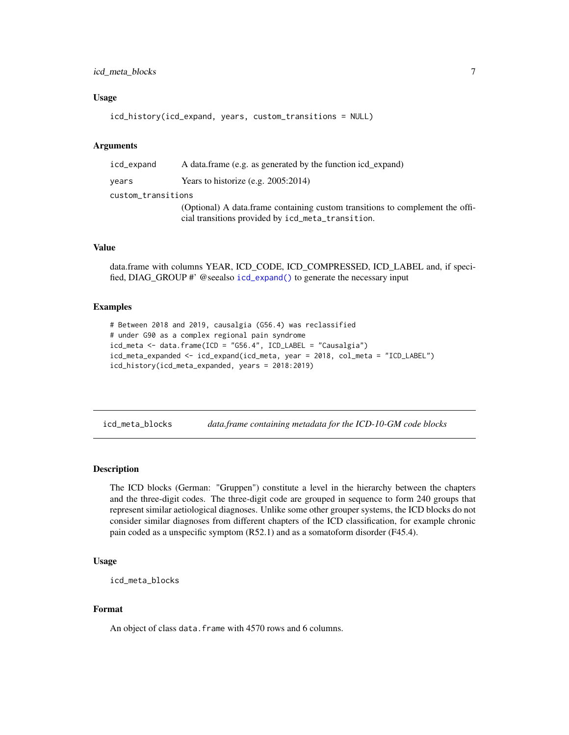### Usage

```
icd_history(icd_expand, years, custom_transitions = NULL)
```

### Arguments

| | |
|---|---|
| icd_expand | A data.frame (e.g. as generated by the function icd_expand) |
| years | Years to historize (e.g. 2005:2014) |
| custom_transitions | (Optional) A data.frame containing custom transitions to complement the official transitions provided by `icd_meta_transition`. |

### Value

data.frame with columns YEAR, ICD_CODE, ICD_COMPRESSED, ICD_LABEL and, if specified, DIAG_GROUP #' @seealso `icd_expand()` to generate the necessary input

### Examples

```
# Between 2018 and 2019, causalgia (G56.4) was reclassified
# under G90 as a complex regional pain syndrome
icd_meta <- data.frame(ICD = "G56.4", ICD_LABEL = "Causalgia")
icd_meta_expanded <- icd_expand(icd_meta, year = 2018, col_meta = "ICD_LABEL")
icd_history(icd_meta_expanded, years = 2018:2019)
```

---

## icd_meta_blocks *data.frame containing metadata for the ICD-10-GM code blocks*

### Description

The ICD blocks (German: "Gruppen") constitute a level in the hierarchy between the chapters and the three-digit codes. The three-digit code are grouped in sequence to form 240 groups that represent similar aetiological diagnoses. Unlike some other grouper systems, the ICD blocks do not consider similar diagnoses from different chapters of the ICD classification, for example chronic pain coded as a unspecific symptom (R52.1) and as a somatoform disorder (F45.4).

### Usage

```
icd_meta_blocks
```

### Format

An object of class `data.frame` with 4570 rows and 6 columns.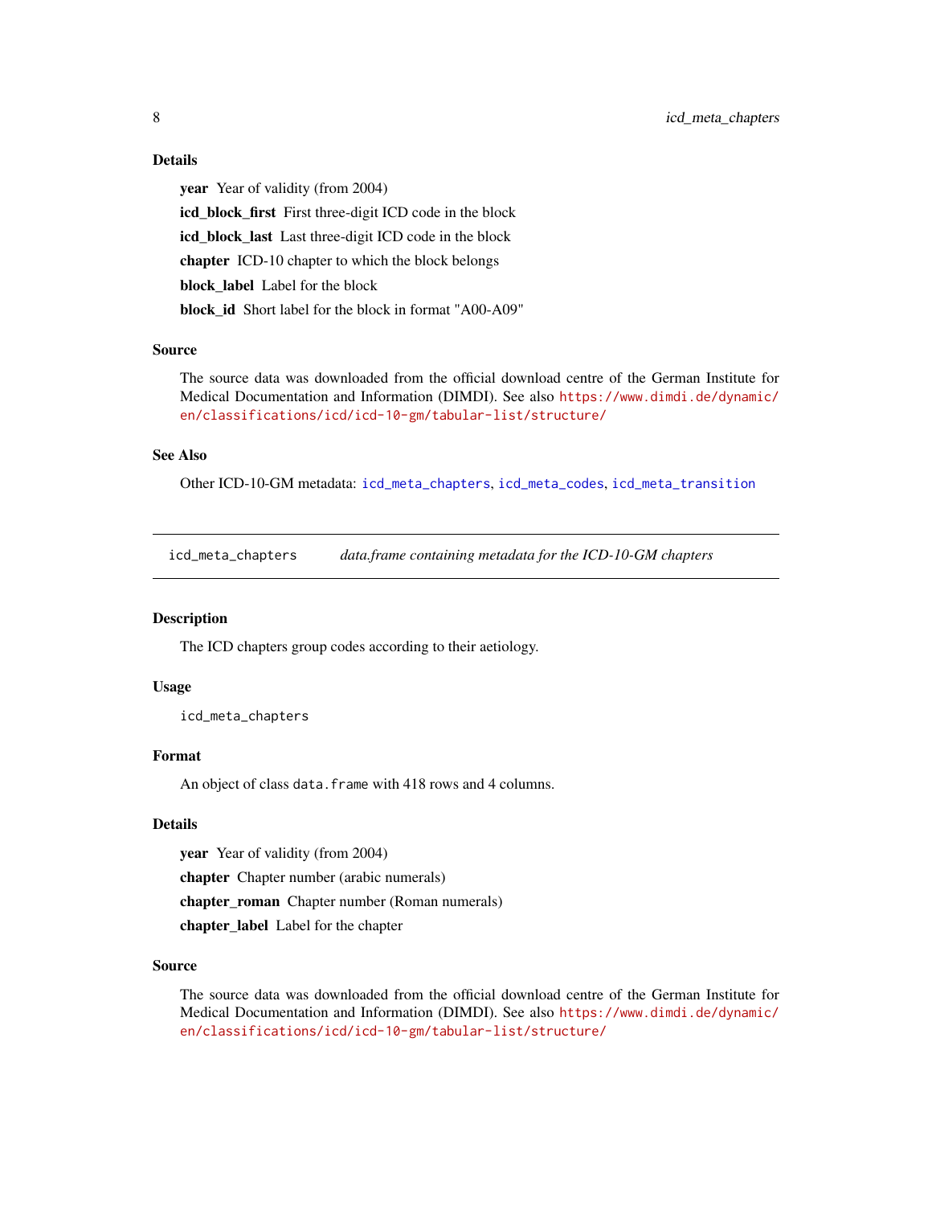### Details

**year** Year of validity (from 2004)

**icd_block_first** First three-digit ICD code in the block

**icd_block_last** Last three-digit ICD code in the block

**chapter** ICD-10 chapter to which the block belongs

**block_label** Label for the block

**block_id** Short label for the block in format "A00-A09"

### Source

The source data was downloaded from the official download centre of the German Institute for Medical Documentation and Information (DIMDI). See also https://www.dimdi.de/dynamic/en/classifications/icd/icd-10-gm/tabular-list/structure/

### See Also

Other ICD-10-GM metadata: `icd_meta_chapters`, `icd_meta_codes`, `icd_meta_transition`

---

## icd_meta_chapters *data.frame containing metadata for the ICD-10-GM chapters*

### Description

The ICD chapters group codes according to their aetiology.

### Usage

```
icd_meta_chapters
```

### Format

An object of class `data.frame` with 418 rows and 4 columns.

### Details

**year** Year of validity (from 2004)

**chapter** Chapter number (arabic numerals)

**chapter_roman** Chapter number (Roman numerals)

**chapter_label** Label for the chapter

### Source

The source data was downloaded from the official download centre of the German Institute for Medical Documentation and Information (DIMDI). See also https://www.dimdi.de/dynamic/en/classifications/icd/icd-10-gm/tabular-list/structure/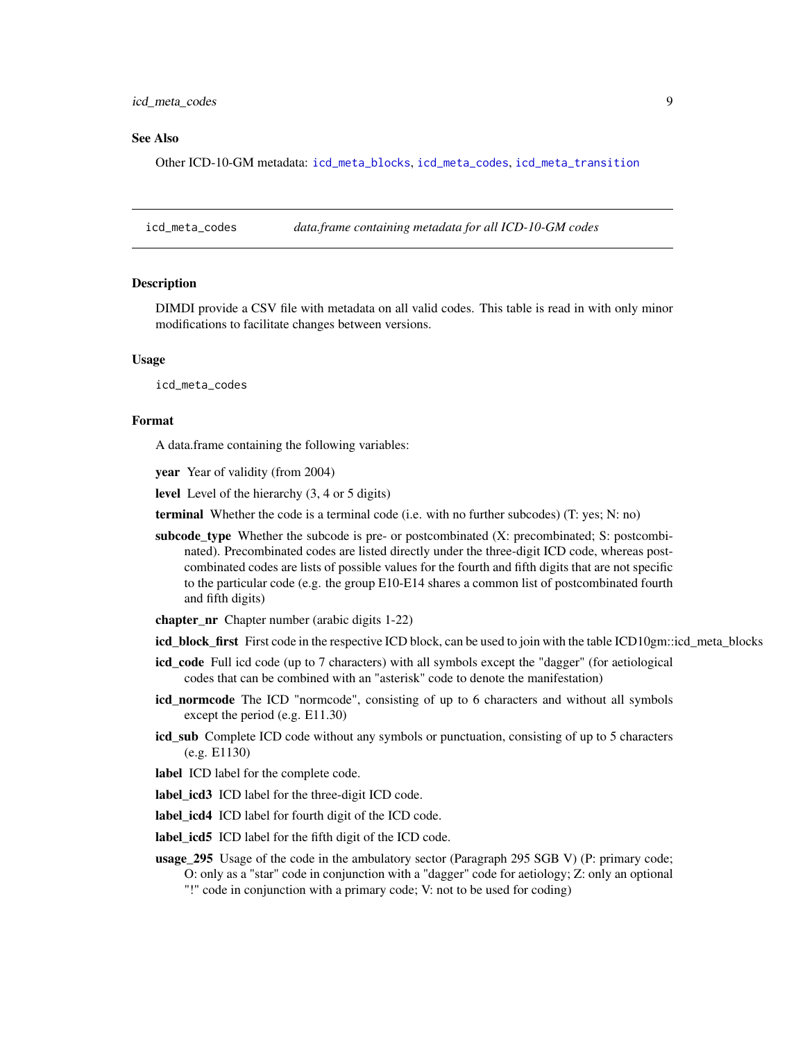### See Also

Other ICD-10-GM metadata: icd_meta_blocks, icd_meta_codes, icd_meta_transition

---

## icd_meta_codes — *data.frame containing metadata for all ICD-10-GM codes*

### Description

DIMDI provide a CSV file with metadata on all valid codes. This table is read in with only minor modifications to facilitate changes between versions.

### Usage

```
icd_meta_codes
```

### Format

A data.frame containing the following variables:

**year** Year of validity (from 2004)

**level** Level of the hierarchy (3, 4 or 5 digits)

**terminal** Whether the code is a terminal code (i.e. with no further subcodes) (T: yes; N: no)

**subcode_type** Whether the subcode is pre- or postcombinated (X: precombinated; S: postcombinated). Precombinated codes are listed directly under the three-digit ICD code, whereas postcombinated codes are lists of possible values for the fourth and fifth digits that are not specific to the particular code (e.g. the group E10-E14 shares a common list of postcombinated fourth and fifth digits)

**chapter_nr** Chapter number (arabic digits 1-22)

**icd_block_first** First code in the respective ICD block, can be used to join with the table ICD10gm::icd_meta_blocks

**icd_code** Full icd code (up to 7 characters) with all symbols except the "dagger" (for aetiological codes that can be combined with an "asterisk" code to denote the manifestation)

**icd_normcode** The ICD "normcode", consisting of up to 6 characters and without all symbols except the period (e.g. E11.30)

**icd_sub** Complete ICD code without any symbols or punctuation, consisting of up to 5 characters (e.g. E1130)

**label** ICD label for the complete code.

**label_icd3** ICD label for the three-digit ICD code.

**label_icd4** ICD label for fourth digit of the ICD code.

**label_icd5** ICD label for the fifth digit of the ICD code.

**usage_295** Usage of the code in the ambulatory sector (Paragraph 295 SGB V) (P: primary code; O: only as a "star" code in conjunction with a "dagger" code for aetiology; Z: only an optional "!" code in conjunction with a primary code; V: not to be used for coding)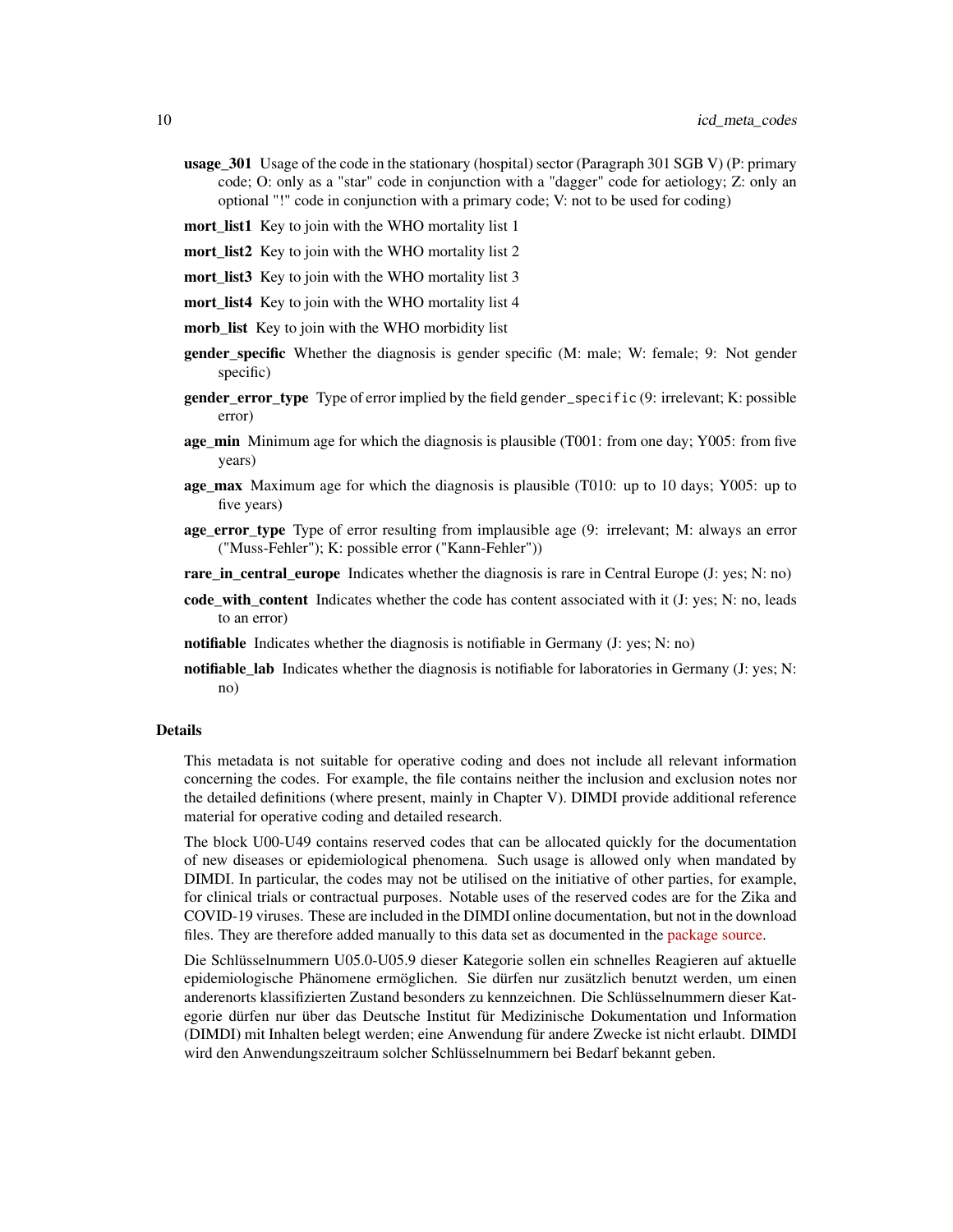**usage_301** Usage of the code in the stationary (hospital) sector (Paragraph 301 SGB V) (P: primary code; O: only as a "star" code in conjunction with a "dagger" code for aetiology; Z: only an optional "!" code in conjunction with a primary code; V: not to be used for coding)

**mort_list1** Key to join with the WHO mortality list 1

**mort_list2** Key to join with the WHO mortality list 2

**mort_list3** Key to join with the WHO mortality list 3

**mort_list4** Key to join with the WHO mortality list 4

**morb_list** Key to join with the WHO morbidity list

**gender_specific** Whether the diagnosis is gender specific (M: male; W: female; 9: Not gender specific)

**gender_error_type** Type of error implied by the field `gender_specific` (9: irrelevant; K: possible error)

**age_min** Minimum age for which the diagnosis is plausible (T001: from one day; Y005: from five years)

**age_max** Maximum age for which the diagnosis is plausible (T010: up to 10 days; Y005: up to five years)

**age_error_type** Type of error resulting from implausible age (9: irrelevant; M: always an error ("Muss-Fehler"); K: possible error ("Kann-Fehler"))

**rare_in_central_europe** Indicates whether the diagnosis is rare in Central Europe (J: yes; N: no)

**code_with_content** Indicates whether the code has content associated with it (J: yes; N: no, leads to an error)

**notifiable** Indicates whether the diagnosis is notifiable in Germany (J: yes; N: no)

**notifiable_lab** Indicates whether the diagnosis is notifiable for laboratories in Germany (J: yes; N: no)

### Details

This metadata is not suitable for operative coding and does not include all relevant information concerning the codes. For example, the file contains neither the inclusion and exclusion notes nor the detailed definitions (where present, mainly in Chapter V). DIMDI provide additional reference material for operative coding and detailed research.

The block U00-U49 contains reserved codes that can be allocated quickly for the documentation of new diseases or epidemiological phenomena. Such usage is allowed only when mandated by DIMDI. In particular, the codes may not be utilised on the initiative of other parties, for example, for clinical trials or contractual purposes. Notable uses of the reserved codes are for the Zika and COVID-19 viruses. These are included in the DIMDI online documentation, but not in the download files. They are therefore added manually to this data set as documented in the package source.

Die Schlüsselnummern U05.0-U05.9 dieser Kategorie sollen ein schnelles Reagieren auf aktuelle epidemiologische Phänomene ermöglichen. Sie dürfen nur zusätzlich benutzt werden, um einen anderenorts klassifizierten Zustand besonders zu kennzeichnen. Die Schlüsselnummern dieser Kategorie dürfen nur über das Deutsche Institut für Medizinische Dokumentation und Information (DIMDI) mit Inhalten belegt werden; eine Anwendung für andere Zwecke ist nicht erlaubt. DIMDI wird den Anwendungszeitraum solcher Schlüsselnummern bei Bedarf bekannt geben.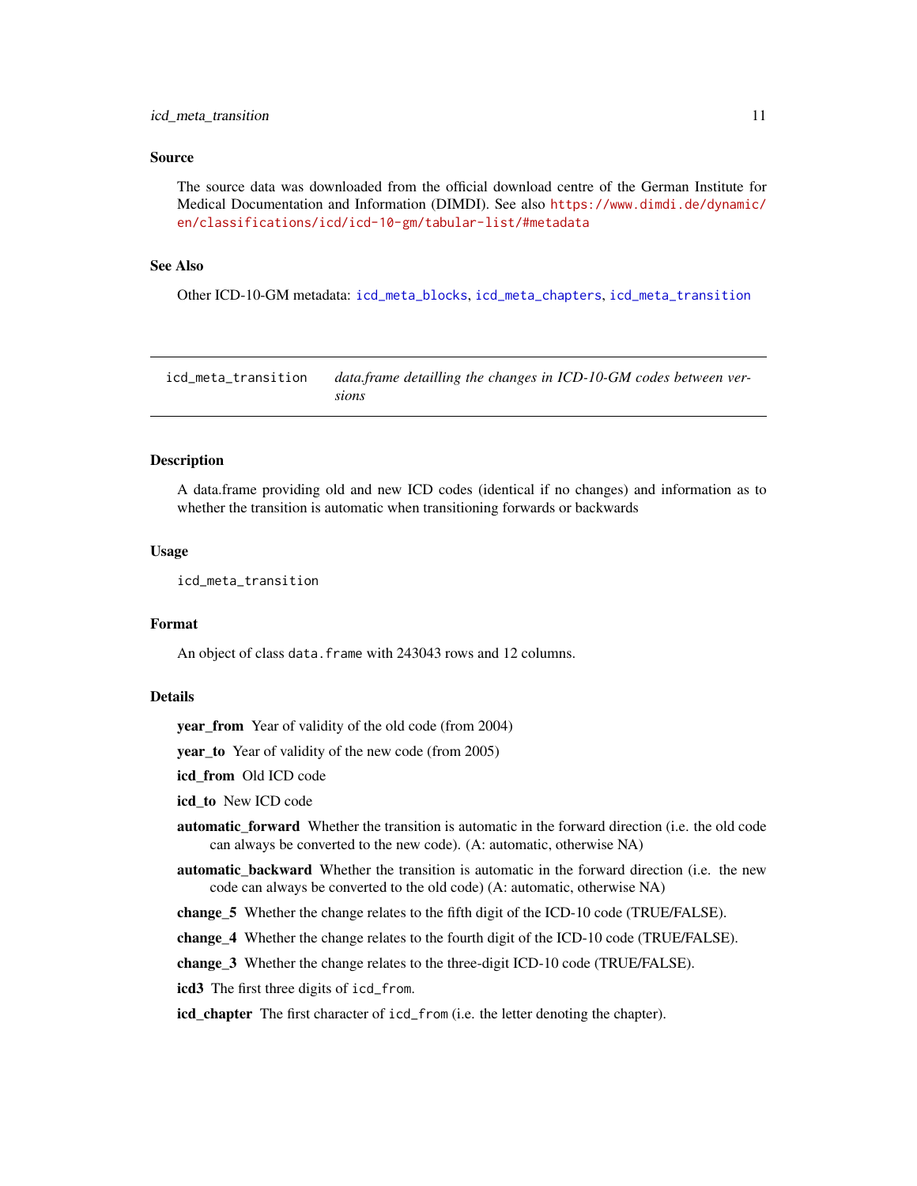## Source

The source data was downloaded from the official download centre of the German Institute for Medical Documentation and Information (DIMDI). See also https://www.dimdi.de/dynamic/en/classifications/icd/icd-10-gm/tabular-list/#metadata

## See Also

Other ICD-10-GM metadata: `icd_meta_blocks`, `icd_meta_chapters`, `icd_meta_transition`

---

# icd_meta_transition — *data.frame detailling the changes in ICD-10-GM codes between versions*

## Description

A data.frame providing old and new ICD codes (identical if no changes) and information as to whether the transition is automatic when transitioning forwards or backwards

## Usage

```
icd_meta_transition
```

## Format

An object of class `data.frame` with 243043 rows and 12 columns.

## Details

- **year_from** Year of validity of the old code (from 2004)
- **year_to** Year of validity of the new code (from 2005)
- **icd_from** Old ICD code
- **icd_to** New ICD code
- **automatic_forward** Whether the transition is automatic in the forward direction (i.e. the old code can always be converted to the new code). (A: automatic, otherwise NA)
- **automatic_backward** Whether the transition is automatic in the forward direction (i.e. the new code can always be converted to the old code) (A: automatic, otherwise NA)
- **change_5** Whether the change relates to the fifth digit of the ICD-10 code (TRUE/FALSE).
- **change_4** Whether the change relates to the fourth digit of the ICD-10 code (TRUE/FALSE).
- **change_3** Whether the change relates to the three-digit ICD-10 code (TRUE/FALSE).
- **icd3** The first three digits of `icd_from`.
- **icd_chapter** The first character of `icd_from` (i.e. the letter denoting the chapter).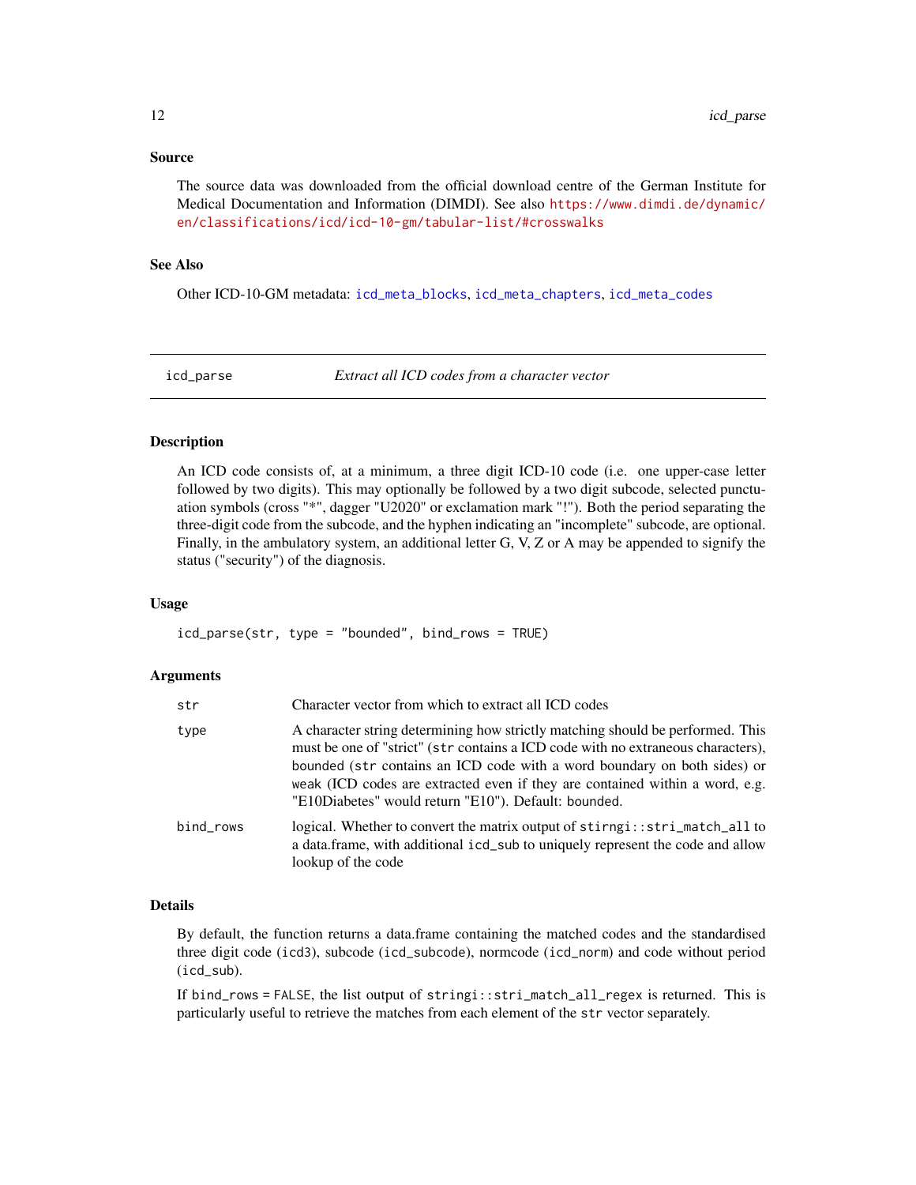### Source

The source data was downloaded from the official download centre of the German Institute for Medical Documentation and Information (DIMDI). See also https://www.dimdi.de/dynamic/en/classifications/icd/icd-10-gm/tabular-list/#crosswalks

### See Also

Other ICD-10-GM metadata: `icd_meta_blocks`, `icd_meta_chapters`, `icd_meta_codes`

---

## icd_parse — *Extract all ICD codes from a character vector*

### Description

An ICD code consists of, at a minimum, a three digit ICD-10 code (i.e. one upper-case letter followed by two digits). This may optionally be followed by a two digit subcode, selected punctuation symbols (cross "*", dagger "U2020" or exclamation mark "!"). Both the period separating the three-digit code from the subcode, and the hyphen indicating an "incomplete" subcode, are optional. Finally, in the ambulatory system, an additional letter G, V, Z or A may be appended to signify the status ("security") of the diagnosis.

### Usage

```
icd_parse(str, type = "bounded", bind_rows = TRUE)
```

### Arguments

| | |
|---|---|
| `str` | Character vector from which to extract all ICD codes |
| `type` | A character string determining how strictly matching should be performed. This must be one of "strict" (`str` contains a ICD code with no extraneous characters), `bounded` (`str` contains an ICD code with a word boundary on both sides) or `weak` (ICD codes are extracted even if they are contained within a word, e.g. "E10Diabetes" would return "E10"). Default: `bounded`. |
| `bind_rows` | logical. Whether to convert the matrix output of `stirngi::stri_match_all` to a data.frame, with additional `icd_sub` to uniquely represent the code and allow lookup of the code |

### Details

By default, the function returns a data.frame containing the matched codes and the standardised three digit code (`icd3`), subcode (`icd_subcode`), normcode (`icd_norm`) and code without period (`icd_sub`).

If `bind_rows = FALSE`, the list output of `stringi::stri_match_all_regex` is returned. This is particularly useful to retrieve the matches from each element of the `str` vector separately.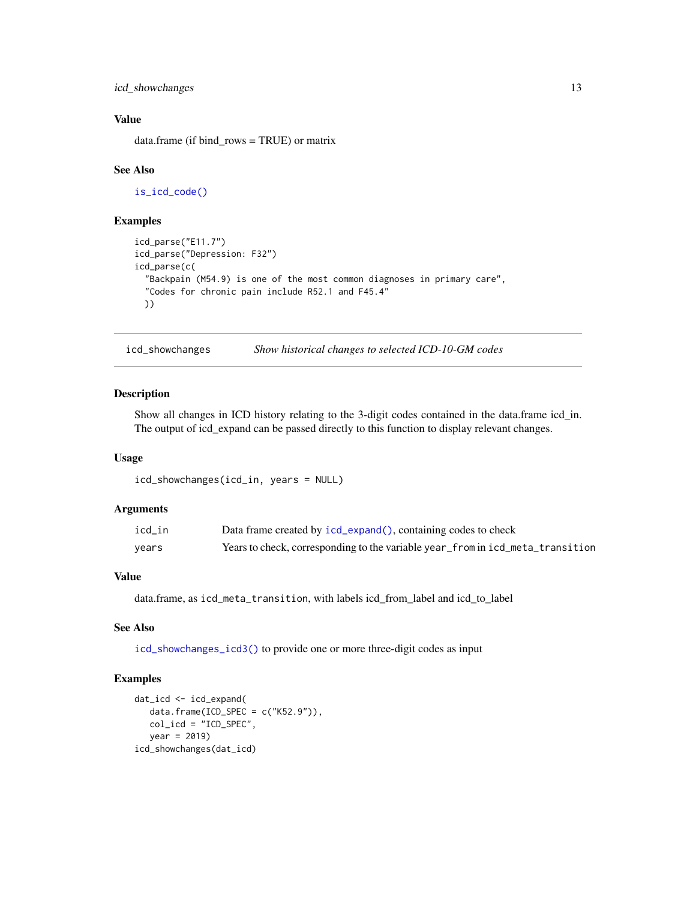### Value

data.frame (if bind_rows = TRUE) or matrix

### See Also

`is_icd_code()`

### Examples

```
icd_parse("E11.7")
icd_parse("Depression: F32")
icd_parse(c(
  "Backpain (M54.9) is one of the most common diagnoses in primary care",
  "Codes for chronic pain include R52.1 and F45.4"
  ))
```

---

## icd_showchanges *Show historical changes to selected ICD-10-GM codes*

---

### Description

Show all changes in ICD history relating to the 3-digit codes contained in the data.frame icd_in. The output of icd_expand can be passed directly to this function to display relevant changes.

### Usage

```
icd_showchanges(icd_in, years = NULL)
```

### Arguments

| | |
|---|---|
| `icd_in` | Data frame created by `icd_expand()`, containing codes to check |
| `years` | Years to check, corresponding to the variable `year_from` in `icd_meta_transition` |

### Value

data.frame, as `icd_meta_transition`, with labels icd_from_label and icd_to_label

### See Also

`icd_showchanges_icd3()` to provide one or more three-digit codes as input

### Examples

```
dat_icd <- icd_expand(
   data.frame(ICD_SPEC = c("K52.9")),
   col_icd = "ICD_SPEC",
   year = 2019)
icd_showchanges(dat_icd)
```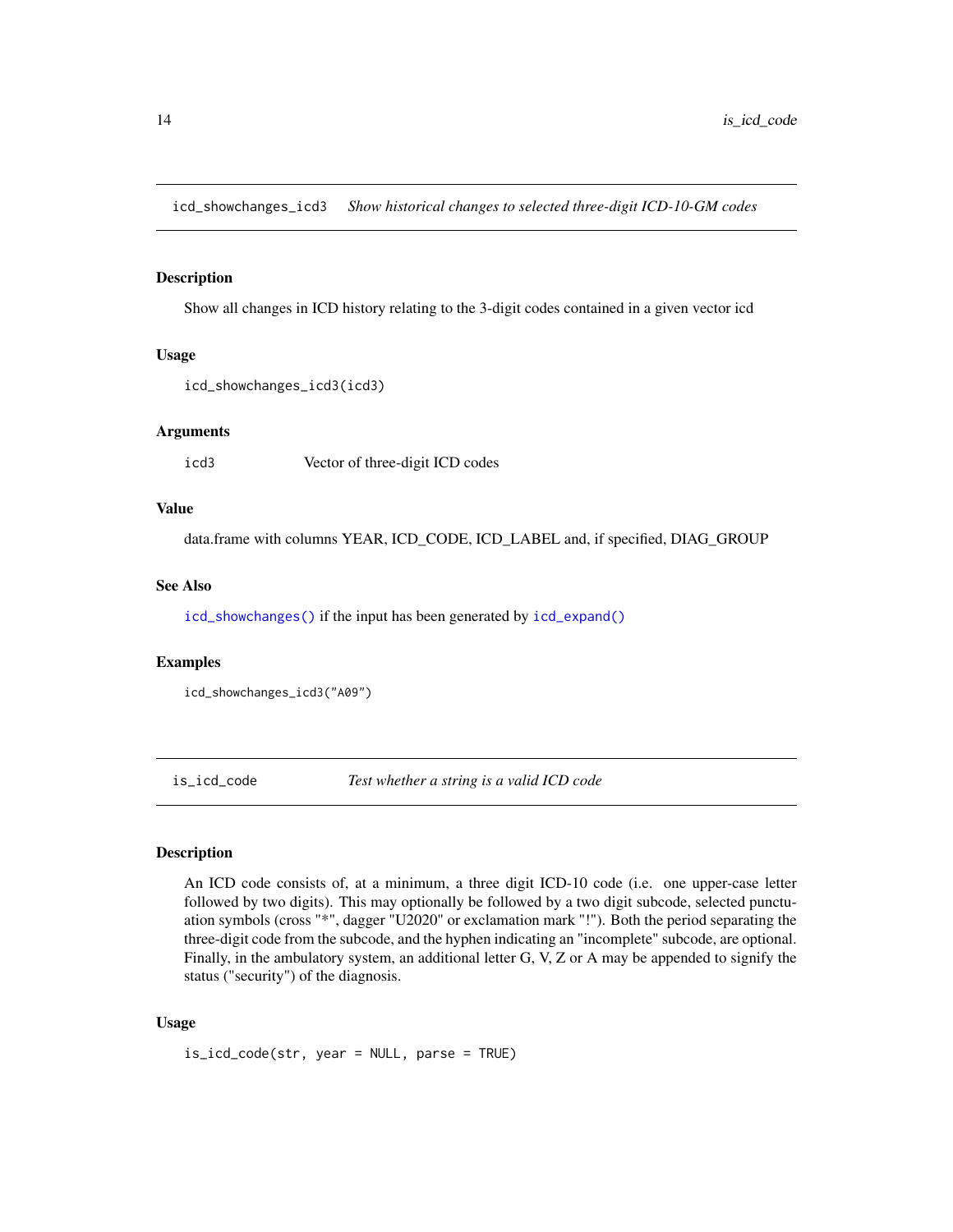## icd_showchanges_icd3 *Show historical changes to selected three-digit ICD-10-GM codes*

### Description

Show all changes in ICD history relating to the 3-digit codes contained in a given vector icd

### Usage

```
icd_showchanges_icd3(icd3)
```

### Arguments

| | |
|---|---|
| icd3 | Vector of three-digit ICD codes |

### Value

data.frame with columns YEAR, ICD_CODE, ICD_LABEL and, if specified, DIAG_GROUP

### See Also

icd_showchanges() if the input has been generated by icd_expand()

### Examples

```
icd_showchanges_icd3("A09")
```

## is_icd_code *Test whether a string is a valid ICD code*

### Description

An ICD code consists of, at a minimum, a three digit ICD-10 code (i.e. one upper-case letter followed by two digits). This may optionally be followed by a two digit subcode, selected punctuation symbols (cross "*", dagger "U2020" or exclamation mark "!"). Both the period separating the three-digit code from the subcode, and the hyphen indicating an "incomplete" subcode, are optional. Finally, in the ambulatory system, an additional letter G, V, Z or A may be appended to signify the status ("security") of the diagnosis.

### Usage

```
is_icd_code(str, year = NULL, parse = TRUE)
```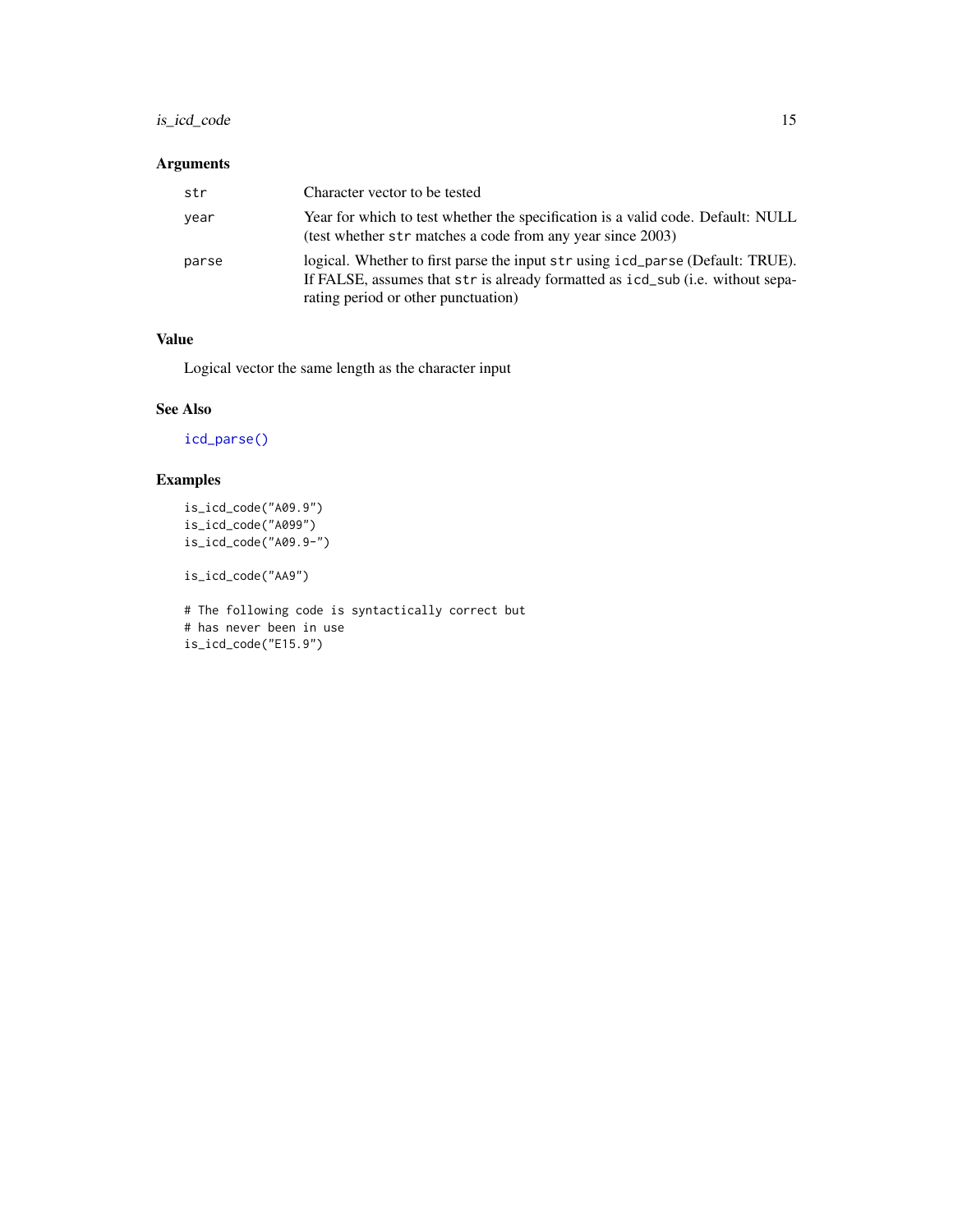## Arguments

| | |
|---|---|
| `str` | Character vector to be tested |
| `year` | Year for which to test whether the specification is a valid code. Default: NULL (test whether `str` matches a code from any year since 2003) |
| `parse` | logical. Whether to first parse the input `str` using `icd_parse` (Default: TRUE). If FALSE, assumes that `str` is already formatted as `icd_sub` (i.e. without separating period or other punctuation) |

## Value

Logical vector the same length as the character input

## See Also

`icd_parse()`

## Examples

```
is_icd_code("A09.9")
is_icd_code("A099")
is_icd_code("A09.9-")

is_icd_code("AA9")

# The following code is syntactically correct but
# has never been in use
is_icd_code("E15.9")
```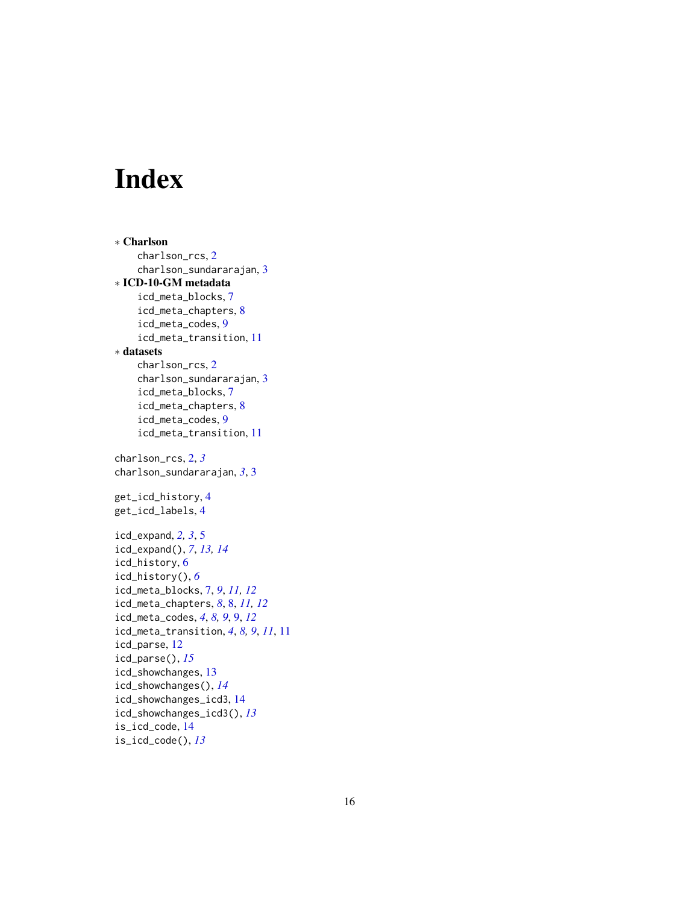# Index

∗ **Charlson**
    charlson_rcs, 2
    charlson_sundararajan, 3
∗ **ICD-10-GM metadata**
    icd_meta_blocks, 7
    icd_meta_chapters, 8
    icd_meta_codes, 9
    icd_meta_transition, 11
∗ **datasets**
    charlson_rcs, 2
    charlson_sundararajan, 3
    icd_meta_blocks, 7
    icd_meta_chapters, 8
    icd_meta_codes, 9
    icd_meta_transition, 11

charlson_rcs, 2, *3*
charlson_sundararajan, *3*, 3

get_icd_history, 4
get_icd_labels, 4

icd_expand, *2, 3*, 5
icd_expand(), *7*, *13, 14*
icd_history, 6
icd_history(), *6*
icd_meta_blocks, 7, *9*, *11, 12*
icd_meta_chapters, *8*, 8, *11, 12*
icd_meta_codes, *4*, *8, 9*, 9, *12*
icd_meta_transition, *4*, *8, 9*, *11*, 11
icd_parse, 12
icd_parse(), *15*
icd_showchanges, 13
icd_showchanges(), *14*
icd_showchanges_icd3, 14
icd_showchanges_icd3(), *13*
is_icd_code, 14
is_icd_code(), *13*